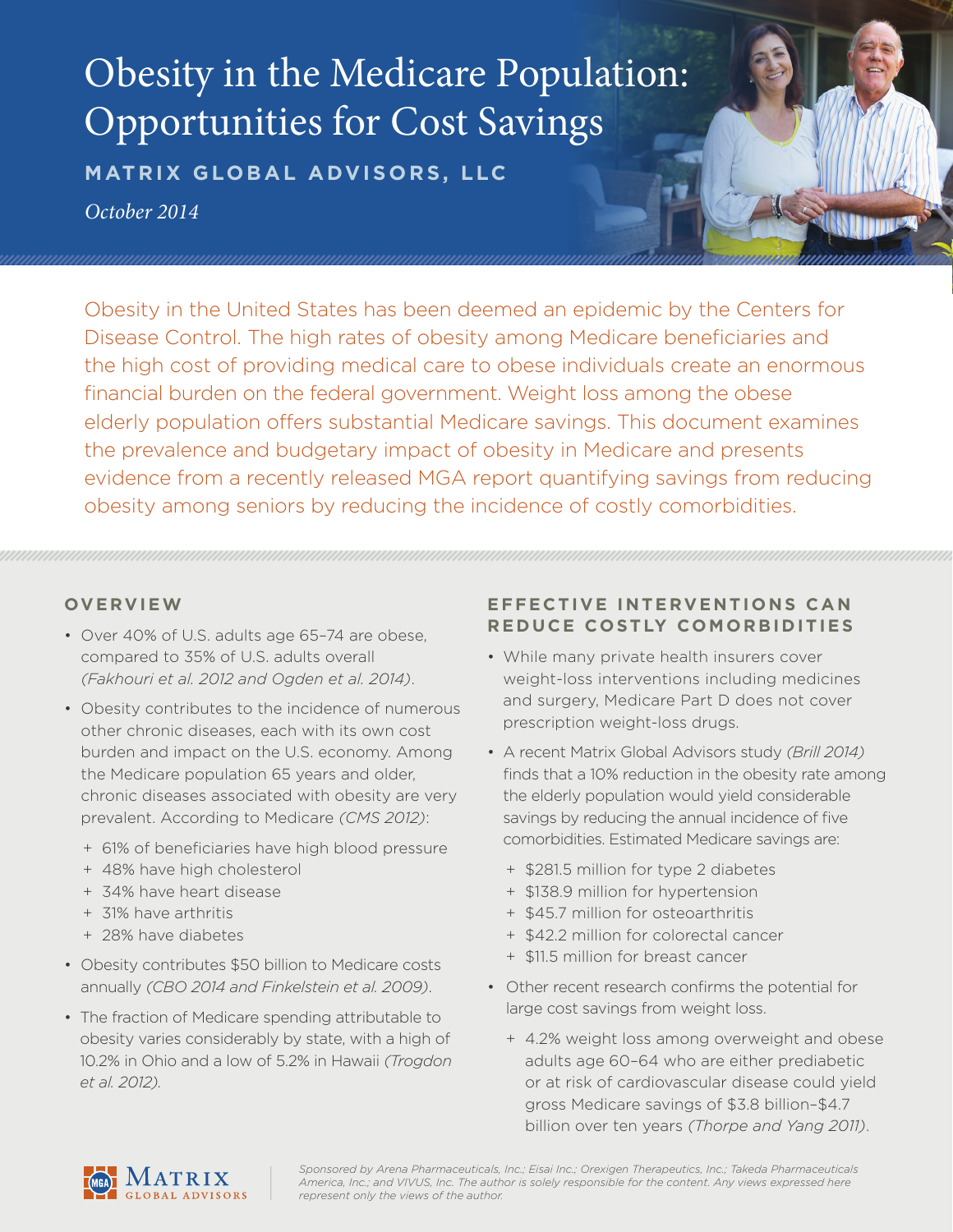# Obesity in the Medicare Population: Opportunities for Cost Savings

**MATRIX GLOBAL ADVISORS, LLC**

*October 2014*

Obesity in the United States has been deemed an epidemic by the Centers for Disease Control. The high rates of obesity among Medicare beneficiaries and the high cost of providing medical care to obese individuals create an enormous financial burden on the federal government. Weight loss among the obese elderly population offers substantial Medicare savings. This document examines the prevalence and budgetary impact of obesity in Medicare and presents evidence from a recently released MGA report quantifying savings from reducing obesity among seniors by reducing the incidence of costly comorbidities.

## OVERVIEW

- Over 40% of U.S. adults age 65–74 are obese, compared to 35% of U.S. adults overall *(Fakhouri et al. 2012 and Ogden et al. 2014)*.
- Obesity contributes to the incidence of numerous other chronic diseases, each with its own cost burden and impact on the U.S. economy. Among the Medicare population 65 years and older, chronic diseases associated with obesity are very prevalent. According to Medicare *(CMS 2012)*:
  - 61% of beneficiaries have high blood pressure
  - 48% have high cholesterol
  - 34% have heart disease
  - 31% have arthritis
  - 28% have diabetes
- Obesity contributes $50 billion to Medicare costs annually *(CBO 2014 and Finkelstein et al. 2009)*.
- The fraction of Medicare spending attributable to obesity varies considerably by state, with a high of 10.2% in Ohio and a low of 5.2% in Hawaii *(Trogdon et al. 2012)*.

## EFFECTIVE INTERVENTIONS CAN REDUCE COSTLY COMORBIDITIES

- While many private health insurers cover weight-loss interventions including medicines and surgery, Medicare Part D does not cover prescription weight-loss drugs.
- A recent Matrix Global Advisors study *(Brill 2014)* finds that a 10% reduction in the obesity rate among the elderly population would yield considerable savings by reducing the annual incidence of five comorbidities. Estimated Medicare savings are:
  - $281.5 million for type 2 diabetes
  - $138.9 million for hypertension
  - $45.7 million for osteoarthritis
  - $42.2 million for colorectal cancer
  - $11.5 million for breast cancer
- Other recent research confirms the potential for large cost savings from weight loss.
  - 4.2% weight loss among overweight and obese adults age 60–64 who are either prediabetic or at risk of cardiovascular disease could yield gross Medicare savings of $3.8 billion–$4.7 billion over ten years *(Thorpe and Yang 2011)*.

*Sponsored by Arena Pharmaceuticals, Inc.; Eisai Inc.; Orexigen Therapeutics, Inc.; Takeda Pharmaceuticals America, Inc.; and VIVUS, Inc. The author is solely responsible for the content. Any views expressed here represent only the views of the author.*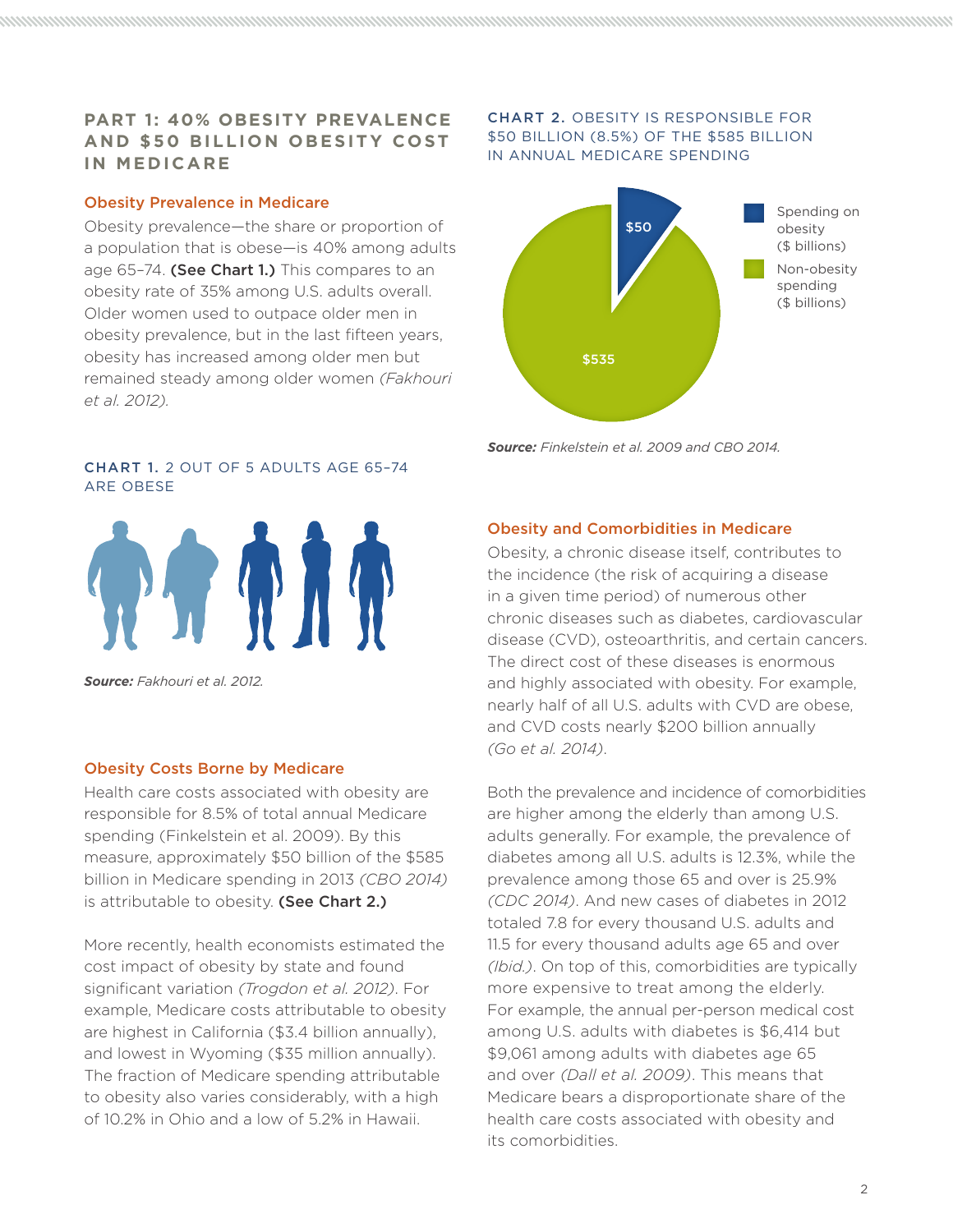## PART 1: 40% OBESITY PREVALENCE AND $50 BILLION OBESITY COST IN MEDICARE

### Obesity Prevalence in Medicare

Obesity prevalence—the share or proportion of a population that is obese—is 40% among adults age 65–74. **(See Chart 1.)** This compares to an obesity rate of 35% among U.S. adults overall. Older women used to outpace older men in obesity prevalence, but in the last fifteen years, obesity has increased among older men but remained steady among older women *(Fakhouri et al. 2012).*

**CHART 1.** 2 OUT OF 5 ADULTS AGE 65–74 ARE OBESE

***Source:*** *Fakhouri et al. 2012.*

### Obesity Costs Borne by Medicare

Health care costs associated with obesity are responsible for 8.5% of total annual Medicare spending (Finkelstein et al. 2009). By this measure, approximately $50 billion of the $585 billion in Medicare spending in 2013 *(CBO 2014)* is attributable to obesity. **(See Chart 2.)**

More recently, health economists estimated the cost impact of obesity by state and found significant variation *(Trogdon et al. 2012)*. For example, Medicare costs attributable to obesity are highest in California ($3.4 billion annually), and lowest in Wyoming ($35 million annually). The fraction of Medicare spending attributable to obesity also varies considerably, with a high of 10.2% in Ohio and a low of 5.2% in Hawaii.

**CHART 2.** OBESITY IS RESPONSIBLE FOR $50 BILLION (8.5%) OF THE $585 BILLION IN ANNUAL MEDICARE SPENDING

| Category | Amount ($ billions) |
|---|---|
| Spending on obesity ($ billions) | $50 |
| Non-obesity spending ($ billions) | $535 |

***Source:*** *Finkelstein et al. 2009 and CBO 2014.*

### Obesity and Comorbidities in Medicare

Obesity, a chronic disease itself, contributes to the incidence (the risk of acquiring a disease in a given time period) of numerous other chronic diseases such as diabetes, cardiovascular disease (CVD), osteoarthritis, and certain cancers. The direct cost of these diseases is enormous and highly associated with obesity. For example, nearly half of all U.S. adults with CVD are obese, and CVD costs nearly $200 billion annually *(Go et al. 2014)*.

Both the prevalence and incidence of comorbidities are higher among the elderly than among U.S. adults generally. For example, the prevalence of diabetes among all U.S. adults is 12.3%, while the prevalence among those 65 and over is 25.9% *(CDC 2014)*. And new cases of diabetes in 2012 totaled 7.8 for every thousand U.S. adults and 11.5 for every thousand adults age 65 and over *(Ibid.)*. On top of this, comorbidities are typically more expensive to treat among the elderly. For example, the annual per-person medical cost among U.S. adults with diabetes is $6,414 but $9,061 among adults with diabetes age 65 and over *(Dall et al. 2009)*. This means that Medicare bears a disproportionate share of the health care costs associated with obesity and its comorbidities.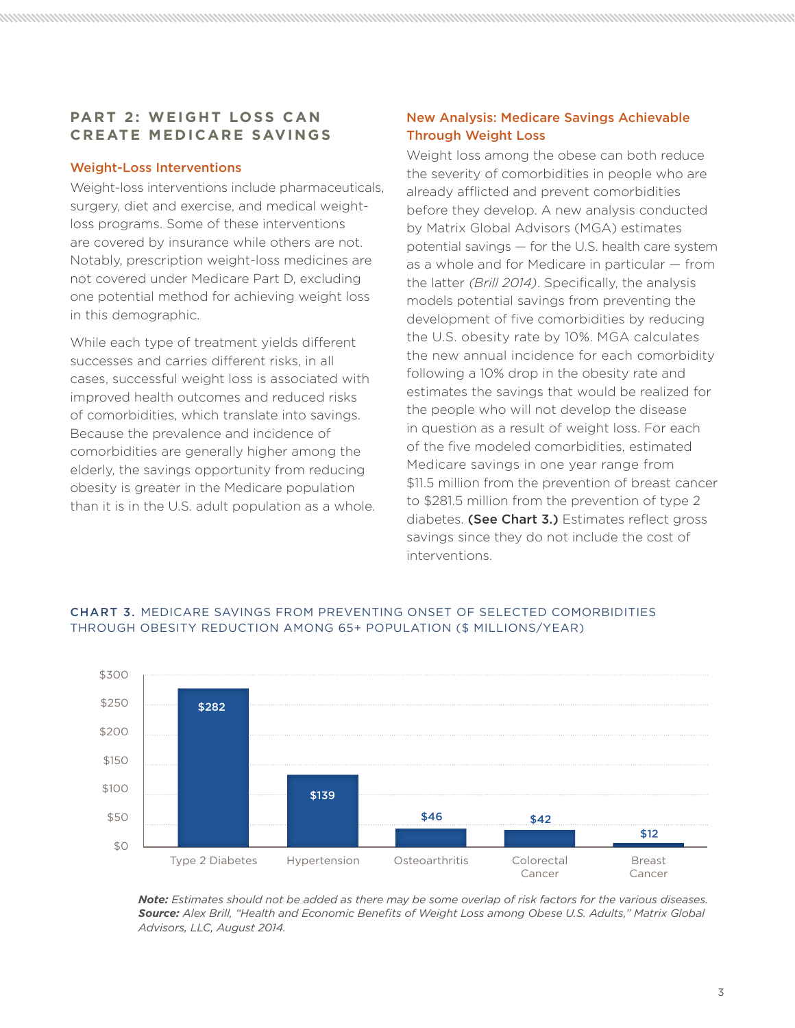## PART 2: WEIGHT LOSS CAN CREATE MEDICARE SAVINGS

### Weight-Loss Interventions

Weight-loss interventions include pharmaceuticals, surgery, diet and exercise, and medical weight-loss programs. Some of these interventions are covered by insurance while others are not. Notably, prescription weight-loss medicines are not covered under Medicare Part D, excluding one potential method for achieving weight loss in this demographic.

While each type of treatment yields different successes and carries different risks, in all cases, successful weight loss is associated with improved health outcomes and reduced risks of comorbidities, which translate into savings. Because the prevalence and incidence of comorbidities are generally higher among the elderly, the savings opportunity from reducing obesity is greater in the Medicare population than it is in the U.S. adult population as a whole.

### New Analysis: Medicare Savings Achievable Through Weight Loss

Weight loss among the obese can both reduce the severity of comorbidities in people who are already afflicted and prevent comorbidities before they develop. A new analysis conducted by Matrix Global Advisors (MGA) estimates potential savings — for the U.S. health care system as a whole and for Medicare in particular — from the latter *(Brill 2014)*. Specifically, the analysis models potential savings from preventing the development of five comorbidities by reducing the U.S. obesity rate by 10%. MGA calculates the new annual incidence for each comorbidity following a 10% drop in the obesity rate and estimates the savings that would be realized for the people who will not develop the disease in question as a result of weight loss. For each of the five modeled comorbidities, estimated Medicare savings in one year range from $11.5 million from the prevention of breast cancer to $281.5 million from the prevention of type 2 diabetes. **(See Chart 3.)** Estimates reflect gross savings since they do not include the cost of interventions.

**CHART 3.** MEDICARE SAVINGS FROM PREVENTING ONSET OF SELECTED COMORBIDITIES THROUGH OBESITY REDUCTION AMONG 65+ POPULATION ($ MILLIONS/YEAR)

| Comorbidity | Savings ($ millions/year) |
|---|---|
| Type 2 Diabetes | $282 |
| Hypertension | $139 |
| Osteoarthritis | $46 |
| Colorectal Cancer | $42 |
| Breast Cancer | $12 |

***Note:*** *Estimates should not be added as there may be some overlap of risk factors for the various diseases.*
***Source:*** *Alex Brill, "Health and Economic Benefits of Weight Loss among Obese U.S. Adults," Matrix Global Advisors, LLC, August 2014.*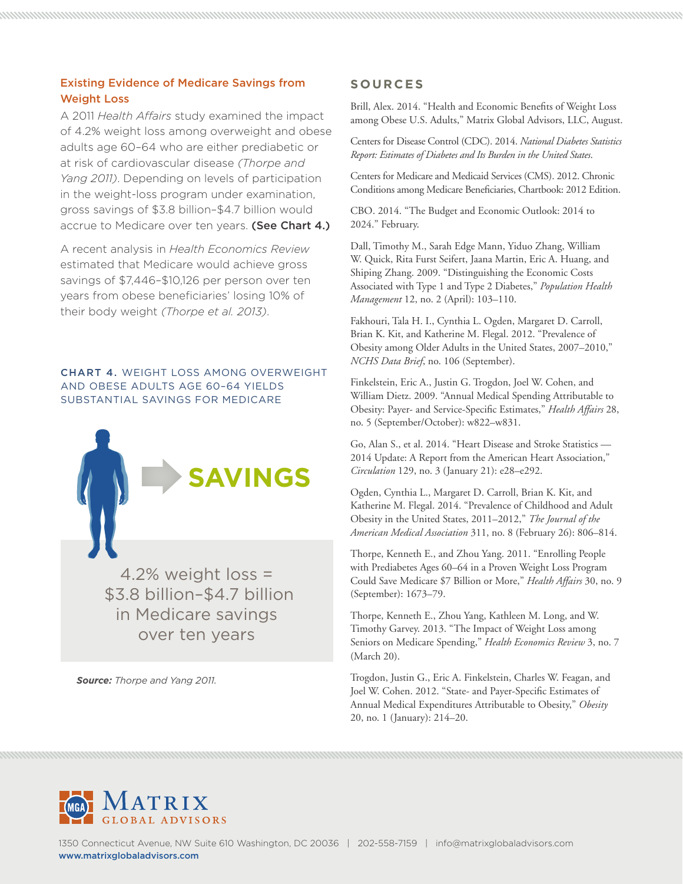### Existing Evidence of Medicare Savings from Weight Loss

A 2011 *Health Affairs* study examined the impact of 4.2% weight loss among overweight and obese adults age 60–64 who are either prediabetic or at risk of cardiovascular disease *(Thorpe and Yang 2011)*. Depending on levels of participation in the weight-loss program under examination, gross savings of $3.8 billion–$4.7 billion would accrue to Medicare over ten years. **(See Chart 4.)**

A recent analysis in *Health Economics Review* estimated that Medicare would achieve gross savings of $7,446–$10,126 per person over ten years from obese beneficiaries' losing 10% of their body weight *(Thorpe et al. 2013)*.

**CHART 4.** WEIGHT LOSS AMONG OVERWEIGHT AND OBESE ADULTS AGE 60–64 YIELDS SUBSTANTIAL SAVINGS FOR MEDICARE

SAVINGS

4.2% weight loss = $3.8 billion–$4.7 billion in Medicare savings over ten years

***Source:*** *Thorpe and Yang 2011.*

## SOURCES

Brill, Alex. 2014. "Health and Economic Benefits of Weight Loss among Obese U.S. Adults," Matrix Global Advisors, LLC, August.

Centers for Disease Control (CDC). 2014. *National Diabetes Statistics Report: Estimates of Diabetes and Its Burden in the United States.*

Centers for Medicare and Medicaid Services (CMS). 2012. Chronic Conditions among Medicare Beneficiaries, Chartbook: 2012 Edition.

CBO. 2014. "The Budget and Economic Outlook: 2014 to 2024." February.

Dall, Timothy M., Sarah Edge Mann, Yiduo Zhang, William W. Quick, Rita Furst Seifert, Jaana Martin, Eric A. Huang, and Shiping Zhang. 2009. "Distinguishing the Economic Costs Associated with Type 1 and Type 2 Diabetes," *Population Health Management* 12, no. 2 (April): 103–110.

Fakhouri, Tala H. I., Cynthia L. Ogden, Margaret D. Carroll, Brian K. Kit, and Katherine M. Flegal. 2012. "Prevalence of Obesity among Older Adults in the United States, 2007–2010," *NCHS Data Brief*, no. 106 (September).

Finkelstein, Eric A., Justin G. Trogdon, Joel W. Cohen, and William Dietz. 2009. "Annual Medical Spending Attributable to Obesity: Payer- and Service-Specific Estimates," *Health Affairs* 28, no. 5 (September/October): w822–w831.

Go, Alan S., et al. 2014. "Heart Disease and Stroke Statistics — 2014 Update: A Report from the American Heart Association," *Circulation* 129, no. 3 (January 21): e28–e292.

Ogden, Cynthia L., Margaret D. Carroll, Brian K. Kit, and Katherine M. Flegal. 2014. "Prevalence of Childhood and Adult Obesity in the United States, 2011–2012," *The Journal of the American Medical Association* 311, no. 8 (February 26): 806–814.

Thorpe, Kenneth E., and Zhou Yang. 2011. "Enrolling People with Prediabetes Ages 60–64 in a Proven Weight Loss Program Could Save Medicare $7 Billion or More," *Health Affairs* 30, no. 9 (September): 1673–79.

Thorpe, Kenneth E., Zhou Yang, Kathleen M. Long, and W. Timothy Garvey. 2013. "The Impact of Weight Loss among Seniors on Medicare Spending," *Health Economics Review* 3, no. 7 (March 20).

Trogdon, Justin G., Eric A. Finkelstein, Charles W. Feagan, and Joel W. Cohen. 2012. "State- and Payer-Specific Estimates of Annual Medical Expenditures Attributable to Obesity," *Obesity* 20, no. 1 (January): 214–20.

MATRIX GLOBAL ADVISORS

1350 Connecticut Avenue, NW Suite 610 Washington, DC 20036 | 202-558-7159 | info@matrixglobaladvisors.com
**www.matrixglobaladvisors.com**